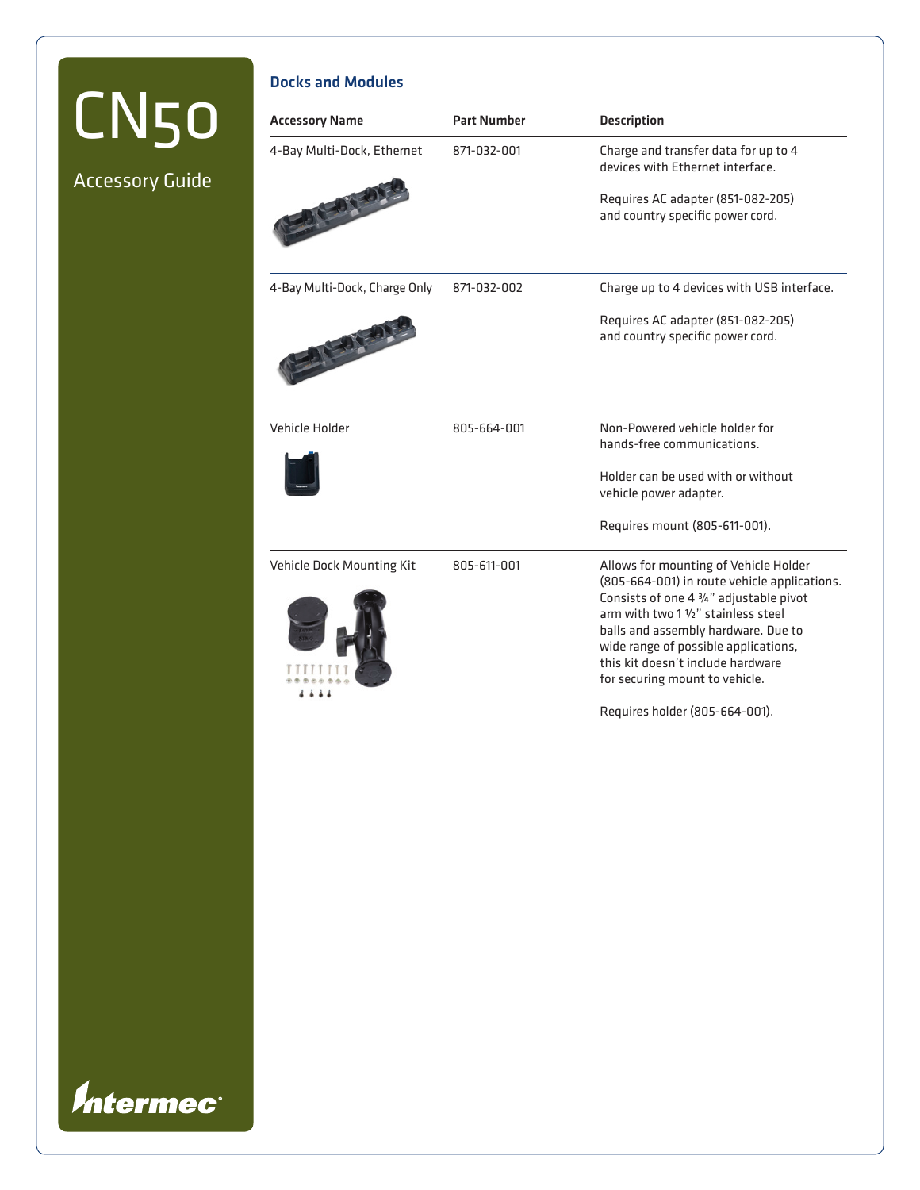# CN50

## Accessory Guide

### Docks and Modules

| Accessory Name | Part Number | Description |
|---|---|---|
| 4-Bay Multi-Dock, Ethernet | 871-032-001 | Charge and transfer data for up to 4 devices with Ethernet interface.<br><br>Requires AC adapter (851-082-205) and country specific power cord. |
| 4-Bay Multi-Dock, Charge Only | 871-032-002 | Charge up to 4 devices with USB interface.<br><br>Requires AC adapter (851-082-205) and country specific power cord. |
| Vehicle Holder | 805-664-001 | Non-Powered vehicle holder for hands-free communications.<br><br>Holder can be used with or without vehicle power adapter.<br><br>Requires mount (805-611-001). |
| Vehicle Dock Mounting Kit | 805-611-001 | Allows for mounting of Vehicle Holder (805-664-001) in route vehicle applications. Consists of one 4 ¾" adjustable pivot arm with two 1 ½" stainless steel balls and assembly hardware. Due to wide range of possible applications, this kit doesn't include hardware for securing mount to vehicle.<br><br>Requires holder (805-664-001). |

Intermec®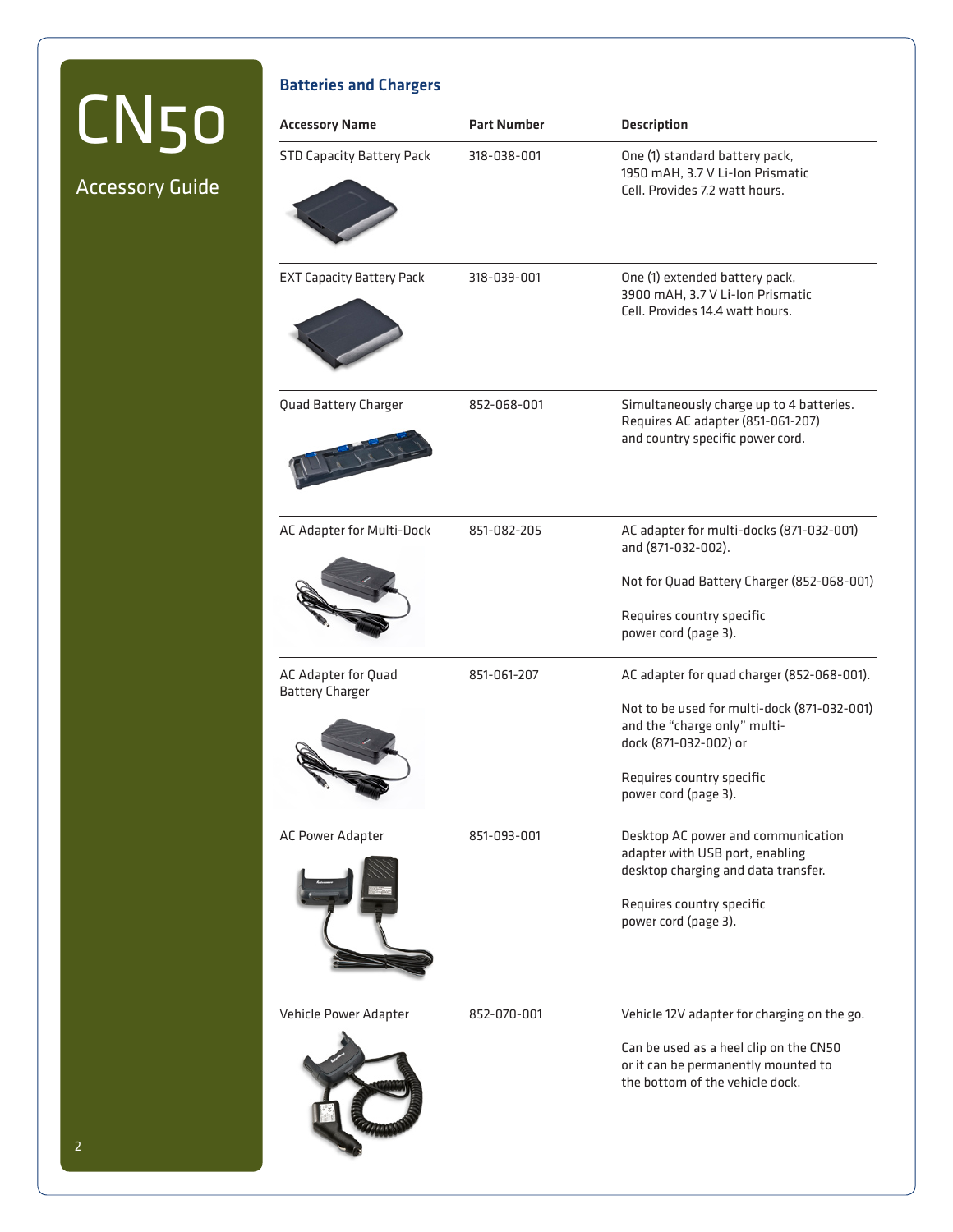# CN50

## Accessory Guide

### Batteries and Chargers

| Accessory Name | Part Number | Description |
|---|---|---|
| STD Capacity Battery Pack | 318-038-001 | One (1) standard battery pack, 1950 mAH, 3.7 V Li-Ion Prismatic Cell. Provides 7.2 watt hours. |
| EXT Capacity Battery Pack | 318-039-001 | One (1) extended battery pack, 3900 mAH, 3.7 V Li-Ion Prismatic Cell. Provides 14.4 watt hours. |
| Quad Battery Charger | 852-068-001 | Simultaneously charge up to 4 batteries. Requires AC adapter (851-061-207) and country specific power cord. |
| AC Adapter for Multi-Dock | 851-082-205 | AC adapter for multi-docks (871-032-001) and (871-032-002).<br><br>Not for Quad Battery Charger (852-068-001)<br><br>Requires country specific power cord (page 3). |
| AC Adapter for Quad Battery Charger | 851-061-207 | AC adapter for quad charger (852-068-001).<br><br>Not to be used for multi-dock (871-032-001) and the "charge only" multi-dock (871-032-002) or<br><br>Requires country specific power cord (page 3). |
| AC Power Adapter | 851-093-001 | Desktop AC power and communication adapter with USB port, enabling desktop charging and data transfer.<br><br>Requires country specific power cord (page 3). |
| Vehicle Power Adapter | 852-070-001 | Vehicle 12V adapter for charging on the go.<br><br>Can be used as a heel clip on the CN50 or it can be permanently mounted to the bottom of the vehicle dock. |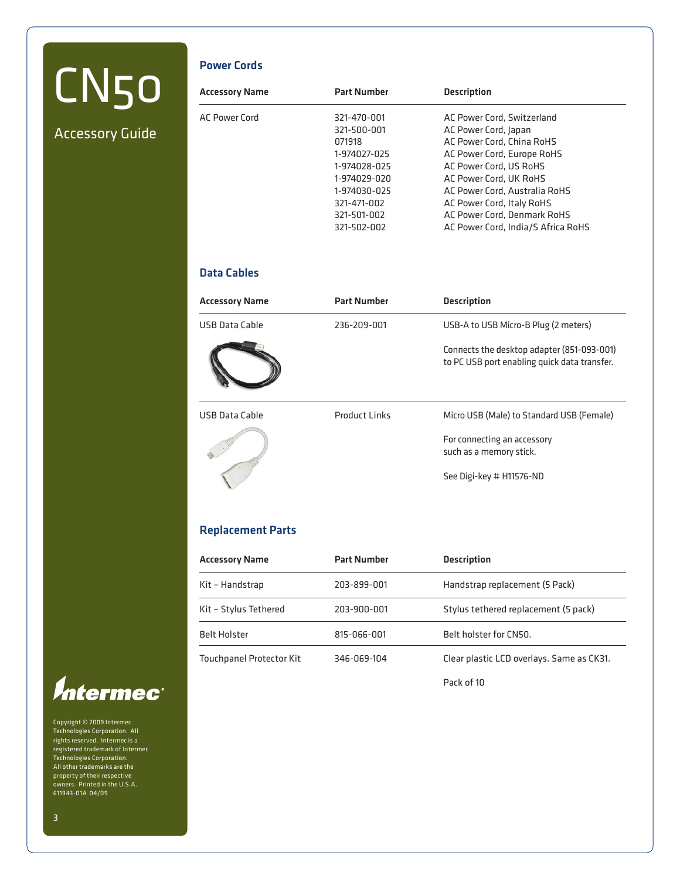# CN50

## Accessory Guide

### Power Cords

| Accessory Name | Part Number | Description |
|---|---|---|
| AC Power Cord | 321-470-001 | AC Power Cord, Switzerland |
| | 321-500-001 | AC Power Cord, Japan |
| | 071918 | AC Power Cord, China RoHS |
| | 1-974027-025 | AC Power Cord, Europe RoHS |
| | 1-974028-025 | AC Power Cord, US RoHS |
| | 1-974029-020 | AC Power Cord, UK RoHS |
| | 1-974030-025 | AC Power Cord, Australia RoHS |
| | 321-471-002 | AC Power Cord, Italy RoHS |
| | 321-501-002 | AC Power Cord, Denmark RoHS |
| | 321-502-002 | AC Power Cord, India/S Africa RoHS |

### Data Cables

| Accessory Name | Part Number | Description |
|---|---|---|
| USB Data Cable | 236-209-001 | USB-A to USB Micro-B Plug (2 meters)<br><br>Connects the desktop adapter (851-093-001) to PC USB port enabling quick data transfer. |
| USB Data Cable | Product Links | Micro USB (Male) to Standard USB (Female)<br><br>For connecting an accessory such as a memory stick.<br><br>See Digi-key # H11576-ND |

### Replacement Parts

| Accessory Name | Part Number | Description |
|---|---|---|
| Kit – Handstrap | 203-899-001 | Handstrap replacement (5 Pack) |
| Kit – Stylus Tethered | 203-900-001 | Stylus tethered replacement (5 pack) |
| Belt Holster | 815-066-001 | Belt holster for CN50. |
| Touchpanel Protector Kit | 346-069-104 | Clear plastic LCD overlays. Same as CK31.<br><br>Pack of 10 |

Intermec

Copyright © 2009 Intermec Technologies Corporation. All rights reserved. Intermec is a registered trademark of Intermec Technologies Corporation. All other trademarks are the property of their respective owners. Printed in the U.S.A. 611943-01A 04/09